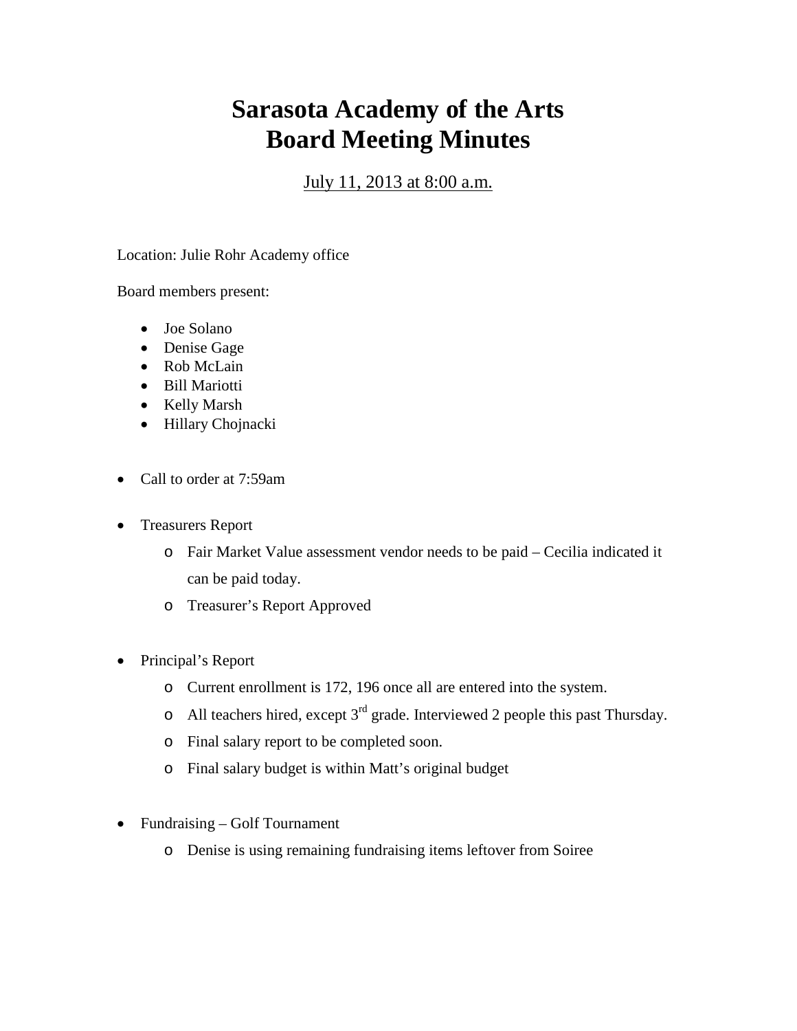# Sarasota Academy of the Arts
# Board Meeting Minutes

<u>July 11, 2013 at 8:00 a.m.</u>

Location: Julie Rohr Academy office

Board members present:

- Joe Solano
- Denise Gage
- Rob McLain
- Bill Mariotti
- Kelly Marsh
- Hillary Chojnacki

- Call to order at 7:59am

- Treasurers Report
  - Fair Market Value assessment vendor needs to be paid – Cecilia indicated it can be paid today.
  - Treasurer's Report Approved

- Principal's Report
  - Current enrollment is 172, 196 once all are entered into the system.
  - All teachers hired, except 3rd grade. Interviewed 2 people this past Thursday.
  - Final salary report to be completed soon.
  - Final salary budget is within Matt's original budget

- Fundraising – Golf Tournament
  - Denise is using remaining fundraising items leftover from Soiree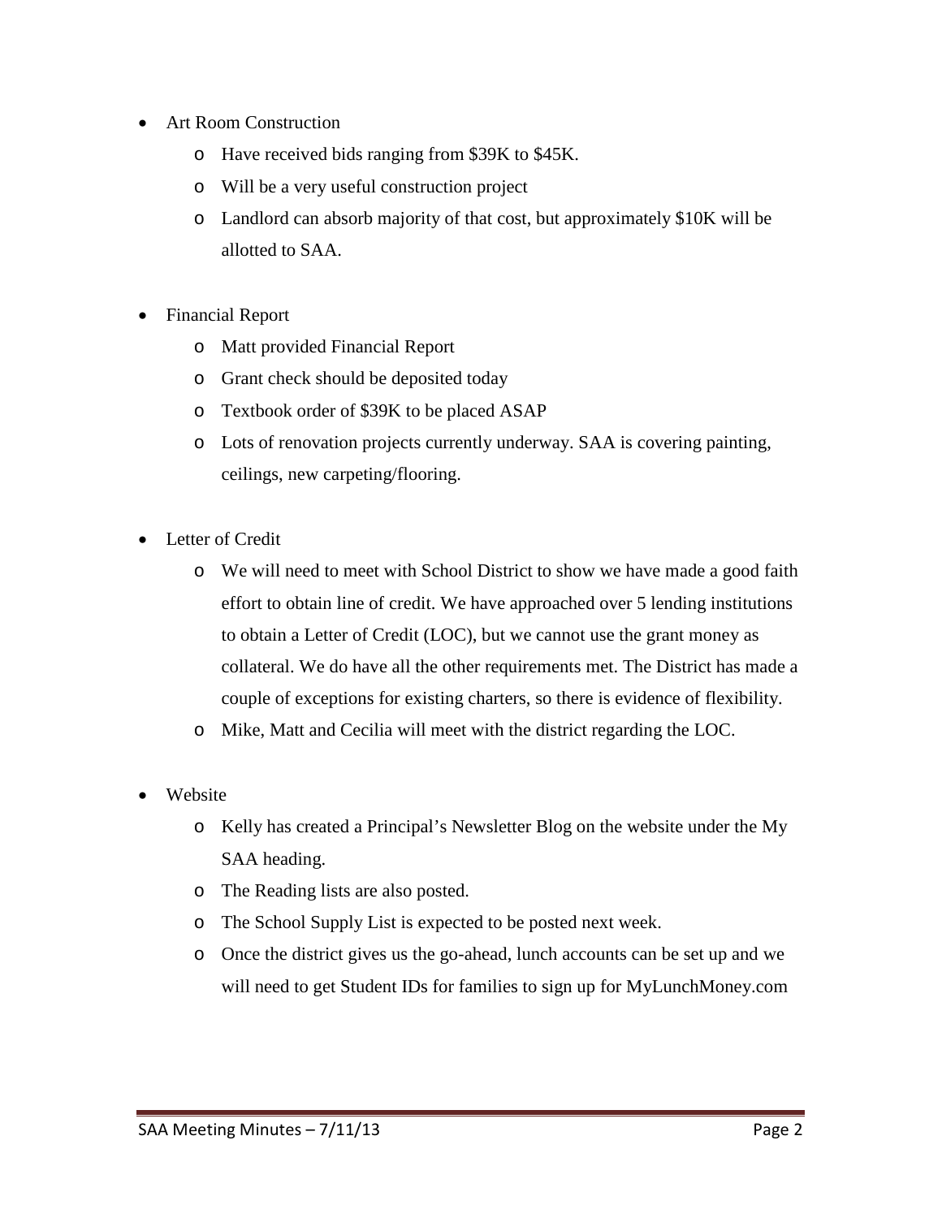- Art Room Construction
  - Have received bids ranging from $39K to $45K.
  - Will be a very useful construction project
  - Landlord can absorb majority of that cost, but approximately $10K will be allotted to SAA.

- Financial Report
  - Matt provided Financial Report
  - Grant check should be deposited today
  - Textbook order of $39K to be placed ASAP
  - Lots of renovation projects currently underway. SAA is covering painting, ceilings, new carpeting/flooring.

- Letter of Credit
  - We will need to meet with School District to show we have made a good faith effort to obtain line of credit. We have approached over 5 lending institutions to obtain a Letter of Credit (LOC), but we cannot use the grant money as collateral. We do have all the other requirements met. The District has made a couple of exceptions for existing charters, so there is evidence of flexibility.
  - Mike, Matt and Cecilia will meet with the district regarding the LOC.

- Website
  - Kelly has created a Principal's Newsletter Blog on the website under the My SAA heading.
  - The Reading lists are also posted.
  - The School Supply List is expected to be posted next week.
  - Once the district gives us the go-ahead, lunch accounts can be set up and we will need to get Student IDs for families to sign up for MyLunchMoney.com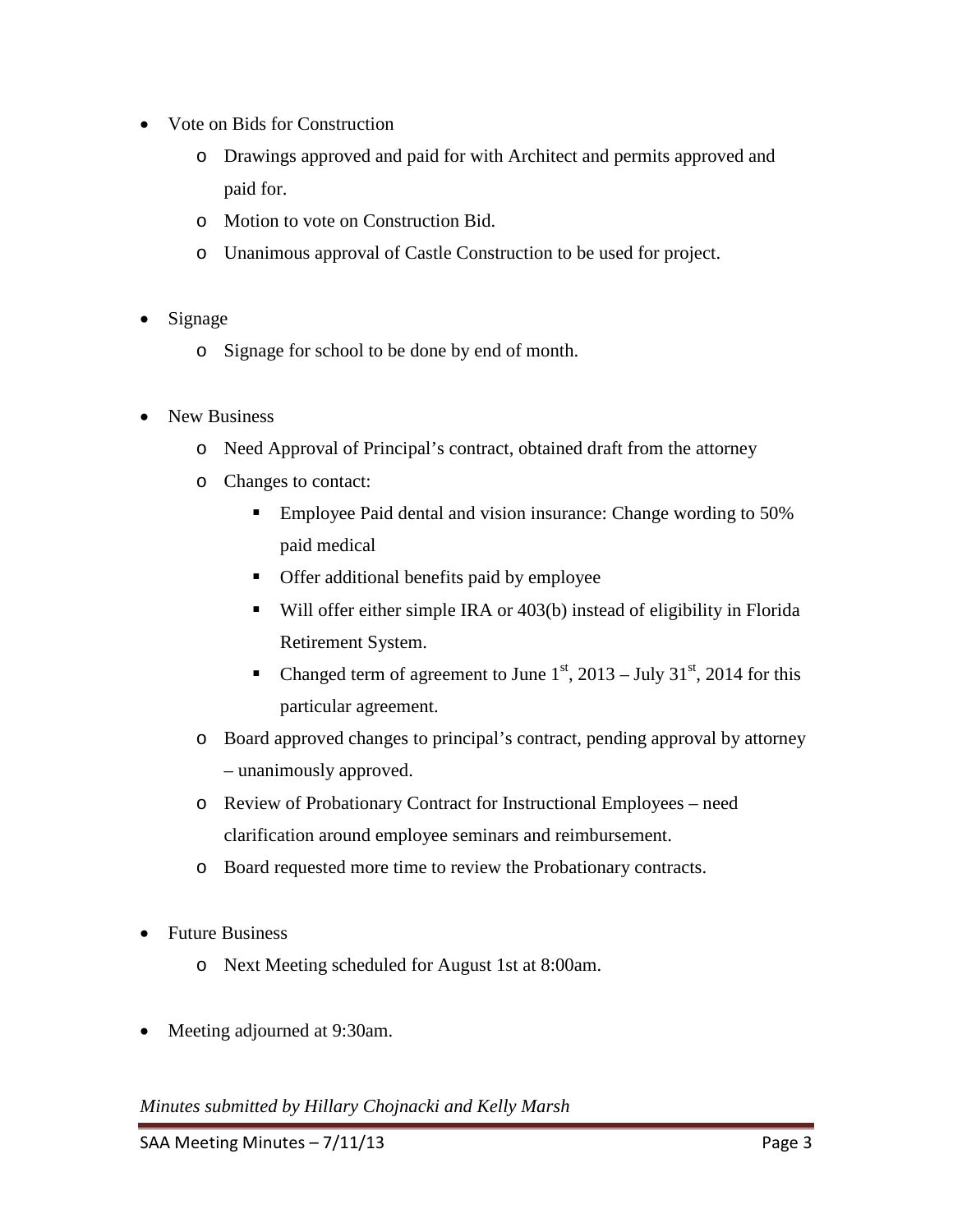- Vote on Bids for Construction
  - Drawings approved and paid for with Architect and permits approved and paid for.
  - Motion to vote on Construction Bid.
  - Unanimous approval of Castle Construction to be used for project.

- Signage
  - Signage for school to be done by end of month.

- New Business
  - Need Approval of Principal's contract, obtained draft from the attorney
  - Changes to contact:
    - Employee Paid dental and vision insurance: Change wording to 50% paid medical
    - Offer additional benefits paid by employee
    - Will offer either simple IRA or 403(b) instead of eligibility in Florida Retirement System.
    - Changed term of agreement to June 1st, 2013 – July 31st, 2014 for this particular agreement.
  - Board approved changes to principal's contract, pending approval by attorney – unanimously approved.
  - Review of Probationary Contract for Instructional Employees – need clarification around employee seminars and reimbursement.
  - Board requested more time to review the Probationary contracts.

- Future Business
  - Next Meeting scheduled for August 1st at 8:00am.

- Meeting adjourned at 9:30am.

*Minutes submitted by Hillary Chojnacki and Kelly Marsh*